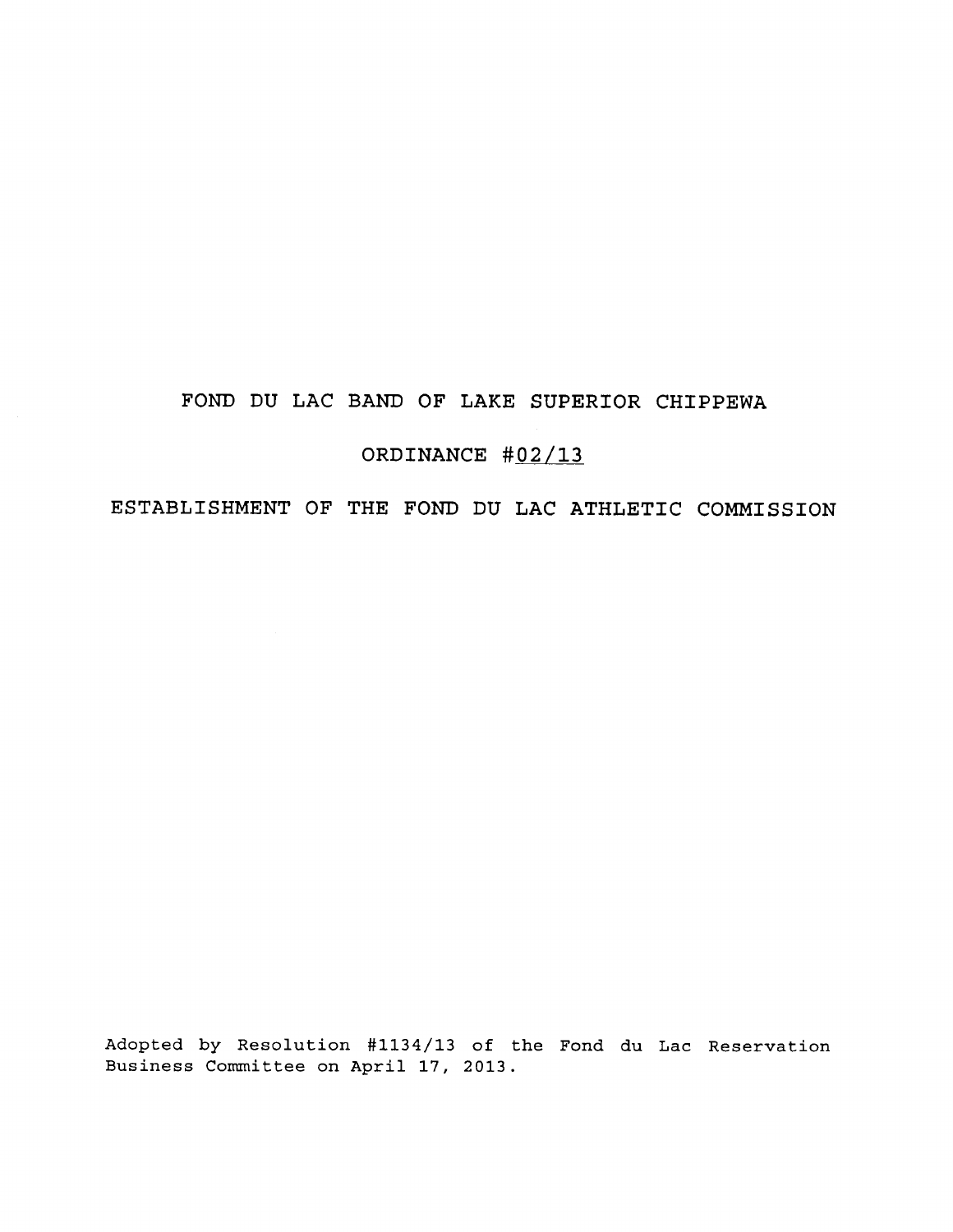# FOND DU LAC BAND OF LAKE SUPERIOR CHIPPEWA

## ORDINANCE #02/13

## ESTABLISHMENT OF THE FOND DU LAC ATHLETIC COMMISSION

Adopted by Resolution #1134/13 of the Fond du Lac Reservation Business Committee on April 17, 2013.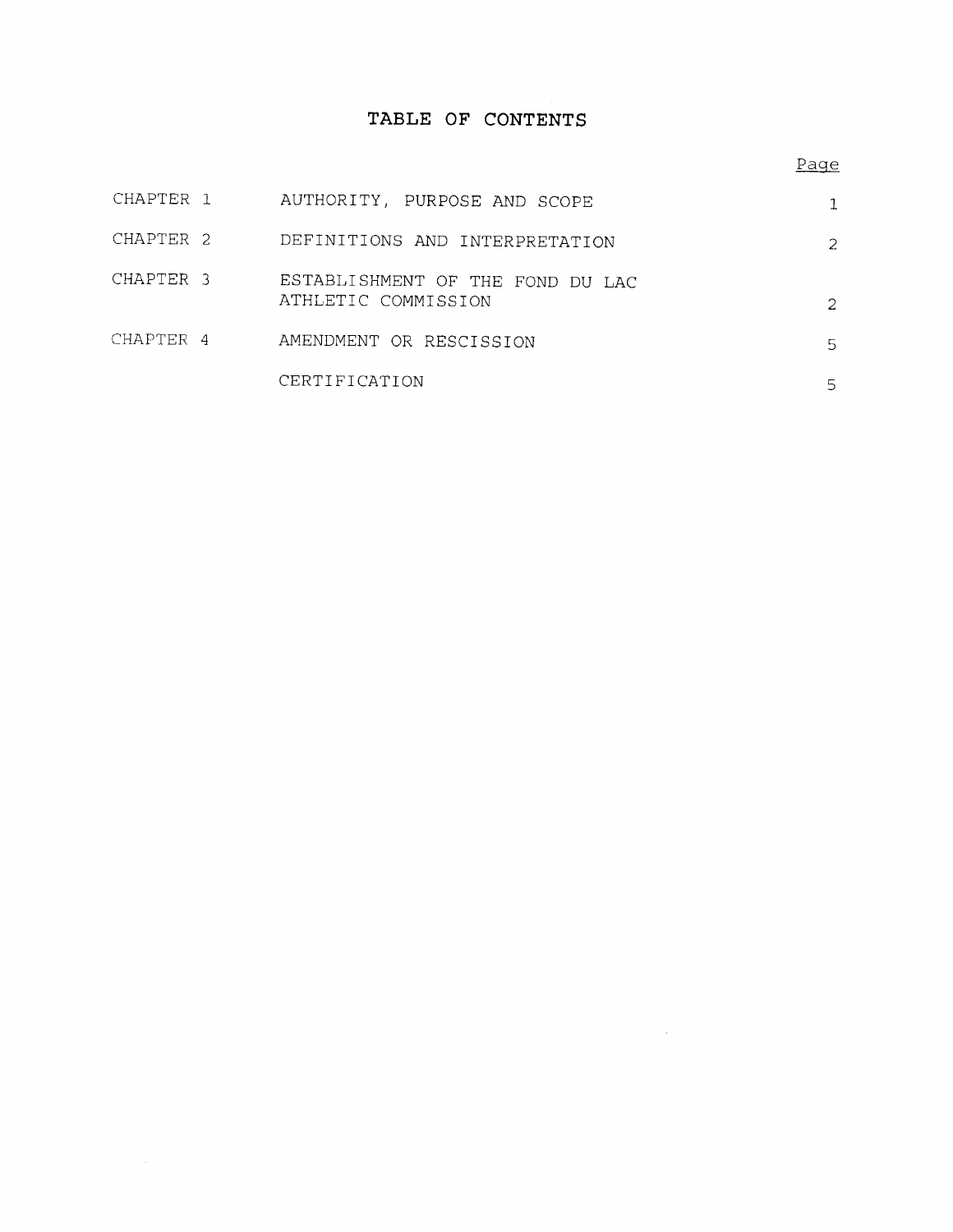# TABLE OF CONTENTS

| | | Page |
|---|---|---|
| CHAPTER 1 | AUTHORITY, PURPOSE AND SCOPE | 1 |
| CHAPTER 2 | DEFINITIONS AND INTERPRETATION | 2 |
| CHAPTER 3 | ESTABLISHMENT OF THE FOND DU LAC ATHLETIC COMMISSION | 2 |
| CHAPTER 4 | AMENDMENT OR RESCISSION | 5 |
| | CERTIFICATION | 5 |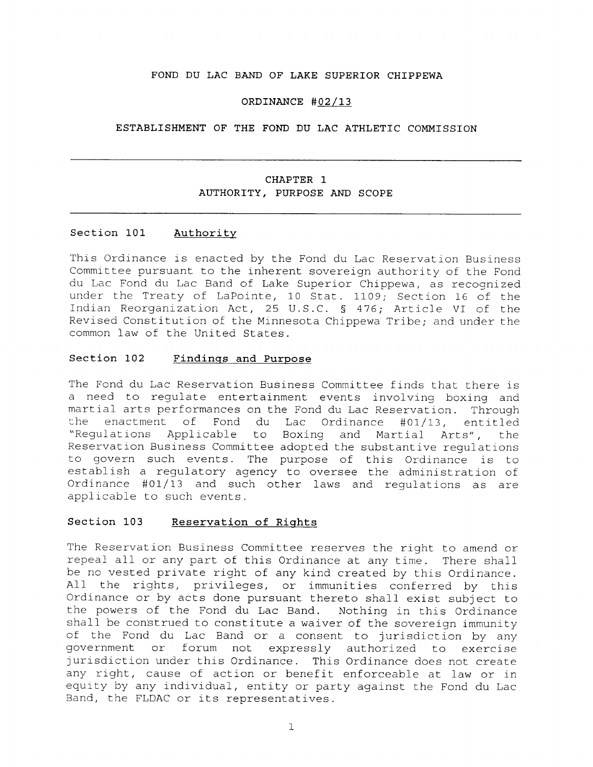FOND DU LAC BAND OF LAKE SUPERIOR CHIPPEWA

ORDINANCE #02/13

ESTABLISHMENT OF THE FOND DU LAC ATHLETIC COMMISSION

---

## CHAPTER 1
## AUTHORITY, PURPOSE AND SCOPE

---

### Section 101 Authority

This Ordinance is enacted by the Fond du Lac Reservation Business Committee pursuant to the inherent sovereign authority of the Fond du Lac Fond du Lac Band of Lake Superior Chippewa, as recognized under the Treaty of LaPointe, 10 Stat. 1109; Section 16 of the Indian Reorganization Act, 25 U.S.C. § 476; Article VI of the Revised Constitution of the Minnesota Chippewa Tribe; and under the common law of the United States.

### Section 102 Findings and Purpose

The Fond du Lac Reservation Business Committee finds that there is a need to regulate entertainment events involving boxing and martial arts performances on the Fond du Lac Reservation. Through the enactment of Fond du Lac Ordinance #01/13, entitled "Regulations Applicable to Boxing and Martial Arts", the Reservation Business Committee adopted the substantive regulations to govern such events. The purpose of this Ordinance is to establish a regulatory agency to oversee the administration of Ordinance #01/13 and such other laws and regulations as are applicable to such events.

### Section 103 Reservation of Rights

The Reservation Business Committee reserves the right to amend or repeal all or any part of this Ordinance at any time. There shall be no vested private right of any kind created by this Ordinance. All the rights, privileges, or immunities conferred by this Ordinance or by acts done pursuant thereto shall exist subject to the powers of the Fond du Lac Band. Nothing in this Ordinance shall be construed to constitute a waiver of the sovereign immunity of the Fond du Lac Band or a consent to jurisdiction by any government or forum not expressly authorized to exercise jurisdiction under this Ordinance. This Ordinance does not create any right, cause of action or benefit enforceable at law or in equity by any individual, entity or party against the Fond du Lac Band, the FLDAC or its representatives.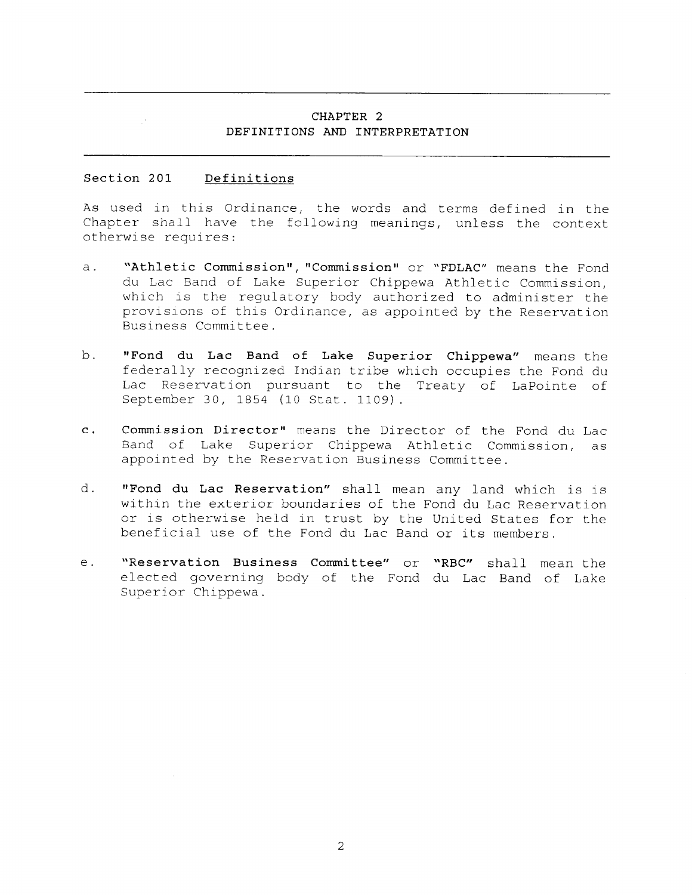# CHAPTER 2
## DEFINITIONS AND INTERPRETATION

### Section 201 Definitions

As used in this Ordinance, the words and terms defined in the Chapter shall have the following meanings, unless the context otherwise requires:

a. **"Athletic Commission", "Commission" or "FDLAC"** means the Fond du Lac Band of Lake Superior Chippewa Athletic Commission, which is the regulatory body authorized to administer the provisions of this Ordinance, as appointed by the Reservation Business Committee.

b. **"Fond du Lac Band of Lake Superior Chippewa"** means the federally recognized Indian tribe which occupies the Fond du Lac Reservation pursuant to the Treaty of LaPointe of September 30, 1854 (10 Stat. 1109).

c. **Commission Director"** means the Director of the Fond du Lac Band of Lake Superior Chippewa Athletic Commission, as appointed by the Reservation Business Committee.

d. **"Fond du Lac Reservation"** shall mean any land which is is within the exterior boundaries of the Fond du Lac Reservation or is otherwise held in trust by the United States for the beneficial use of the Fond du Lac Band or its members.

e. **"Reservation Business Committee"** or **"RBC"** shall mean the elected governing body of the Fond du Lac Band of Lake Superior Chippewa.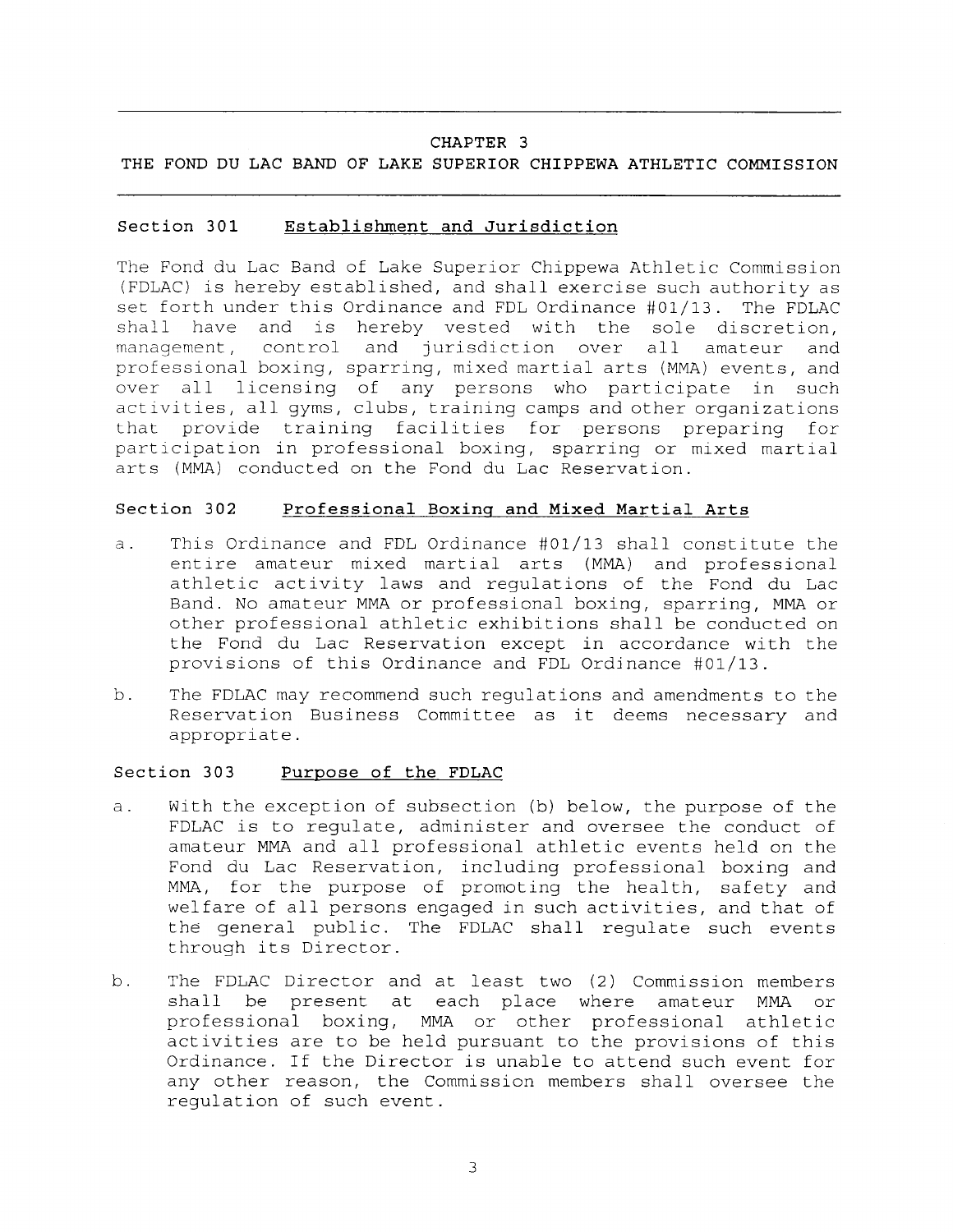# CHAPTER 3
# THE FOND DU LAC BAND OF LAKE SUPERIOR CHIPPEWA ATHLETIC COMMISSION

## Section 301 Establishment and Jurisdiction

The Fond du Lac Band of Lake Superior Chippewa Athletic Commission (FDLAC) is hereby established, and shall exercise such authority as set forth under this Ordinance and FDL Ordinance #01/13. The FDLAC shall have and is hereby vested with the sole discretion, management, control and jurisdiction over all amateur and professional boxing, sparring, mixed martial arts (MMA) events, and over all licensing of any persons who participate in such activities, all gyms, clubs, training camps and other organizations that provide training facilities for persons preparing for participation in professional boxing, sparring or mixed martial arts (MMA) conducted on the Fond du Lac Reservation.

## Section 302 Professional Boxing and Mixed Martial Arts

a. This Ordinance and FDL Ordinance #01/13 shall constitute the entire amateur mixed martial arts (MMA) and professional athletic activity laws and regulations of the Fond du Lac Band. No amateur MMA or professional boxing, sparring, MMA or other professional athletic exhibitions shall be conducted on the Fond du Lac Reservation except in accordance with the provisions of this Ordinance and FDL Ordinance #01/13.

b. The FDLAC may recommend such regulations and amendments to the Reservation Business Committee as it deems necessary and appropriate.

## Section 303 Purpose of the FDLAC

a. With the exception of subsection (b) below, the purpose of the FDLAC is to regulate, administer and oversee the conduct of amateur MMA and all professional athletic events held on the Fond du Lac Reservation, including professional boxing and MMA, for the purpose of promoting the health, safety and welfare of all persons engaged in such activities, and that of the general public. The FDLAC shall regulate such events through its Director.

b. The FDLAC Director and at least two (2) Commission members shall be present at each place where amateur MMA or professional boxing, MMA or other professional athletic activities are to be held pursuant to the provisions of this Ordinance. If the Director is unable to attend such event for any other reason, the Commission members shall oversee the regulation of such event.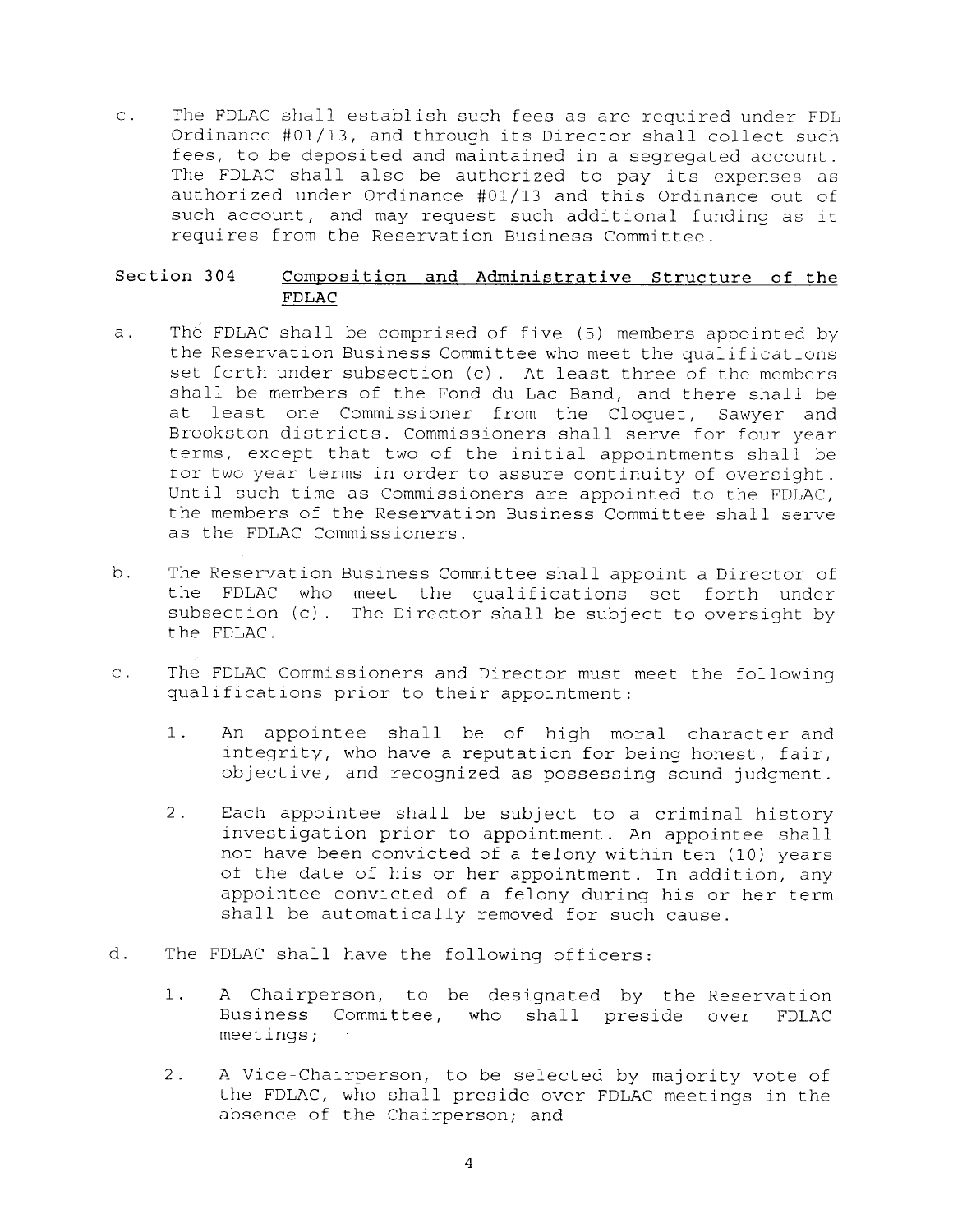c. The FDLAC shall establish such fees as are required under FDL Ordinance #01/13, and through its Director shall collect such fees, to be deposited and maintained in a segregated account. The FDLAC shall also be authorized to pay its expenses as authorized under Ordinance #01/13 and this Ordinance out of such account, and may request such additional funding as it requires from the Reservation Business Committee.

### Section 304 <u>Composition and Administrative Structure of the FDLAC</u>

a. The FDLAC shall be comprised of five (5) members appointed by the Reservation Business Committee who meet the qualifications set forth under subsection (c). At least three of the members shall be members of the Fond du Lac Band, and there shall be at least one Commissioner from the Cloquet, Sawyer and Brookston districts. Commissioners shall serve for four year terms, except that two of the initial appointments shall be for two year terms in order to assure continuity of oversight. Until such time as Commissioners are appointed to the FDLAC, the members of the Reservation Business Committee shall serve as the FDLAC Commissioners.

b. The Reservation Business Committee shall appoint a Director of the FDLAC who meet the qualifications set forth under subsection (c). The Director shall be subject to oversight by the FDLAC.

c. The FDLAC Commissioners and Director must meet the following qualifications prior to their appointment:

   1. An appointee shall be of high moral character and integrity, who have a reputation for being honest, fair, objective, and recognized as possessing sound judgment.

   2. Each appointee shall be subject to a criminal history investigation prior to appointment. An appointee shall not have been convicted of a felony within ten (10) years of the date of his or her appointment. In addition, any appointee convicted of a felony during his or her term shall be automatically removed for such cause.

d. The FDLAC shall have the following officers:

   1. A Chairperson, to be designated by the Reservation Business Committee, who shall preside over FDLAC meetings;

   2. A Vice-Chairperson, to be selected by majority vote of the FDLAC, who shall preside over FDLAC meetings in the absence of the Chairperson; and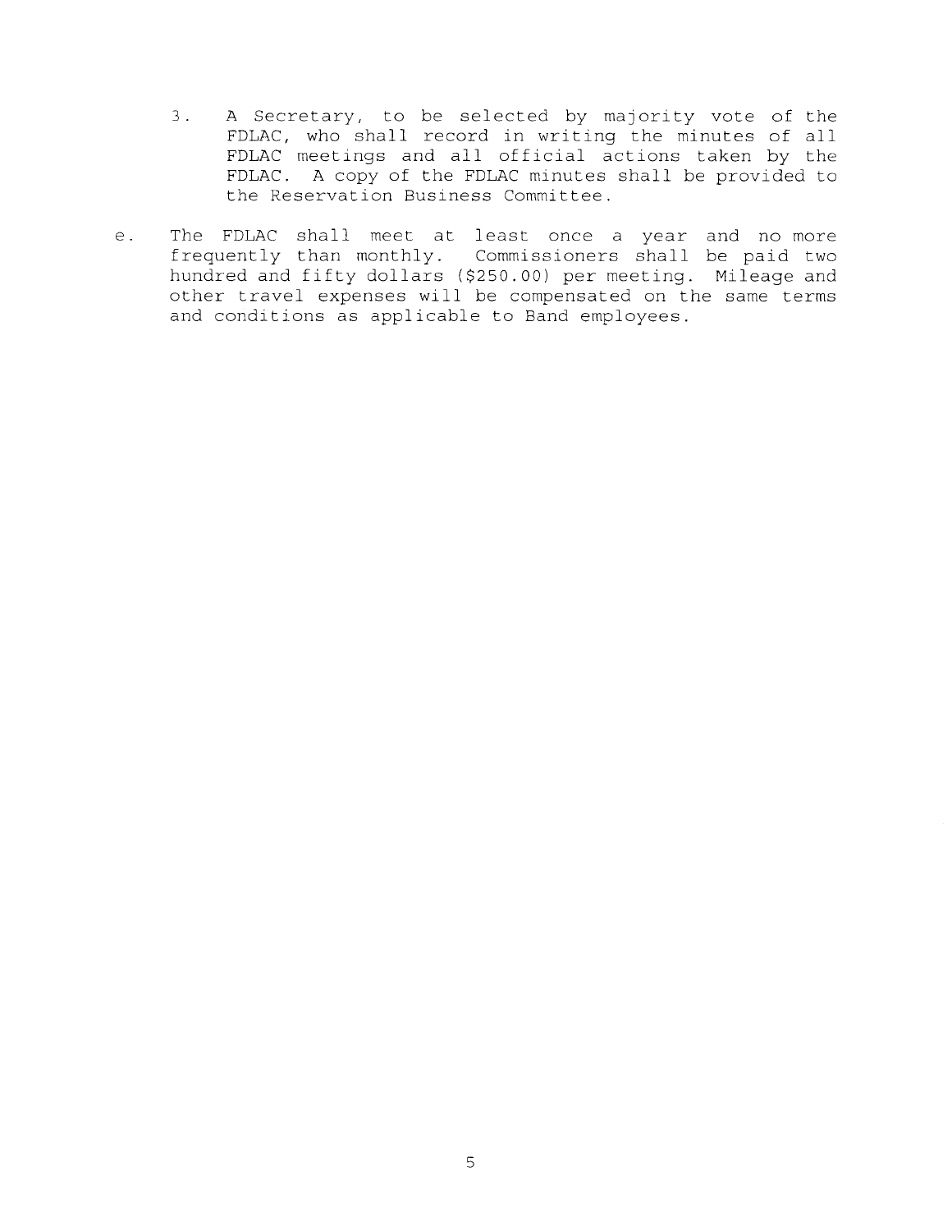3. A Secretary, to be selected by majority vote of the FDLAC, who shall record in writing the minutes of all FDLAC meetings and all official actions taken by the FDLAC. A copy of the FDLAC minutes shall be provided to the Reservation Business Committee.

e. The FDLAC shall meet at least once a year and no more frequently than monthly. Commissioners shall be paid two hundred and fifty dollars ($250.00) per meeting. Mileage and other travel expenses will be compensated on the same terms and conditions as applicable to Band employees.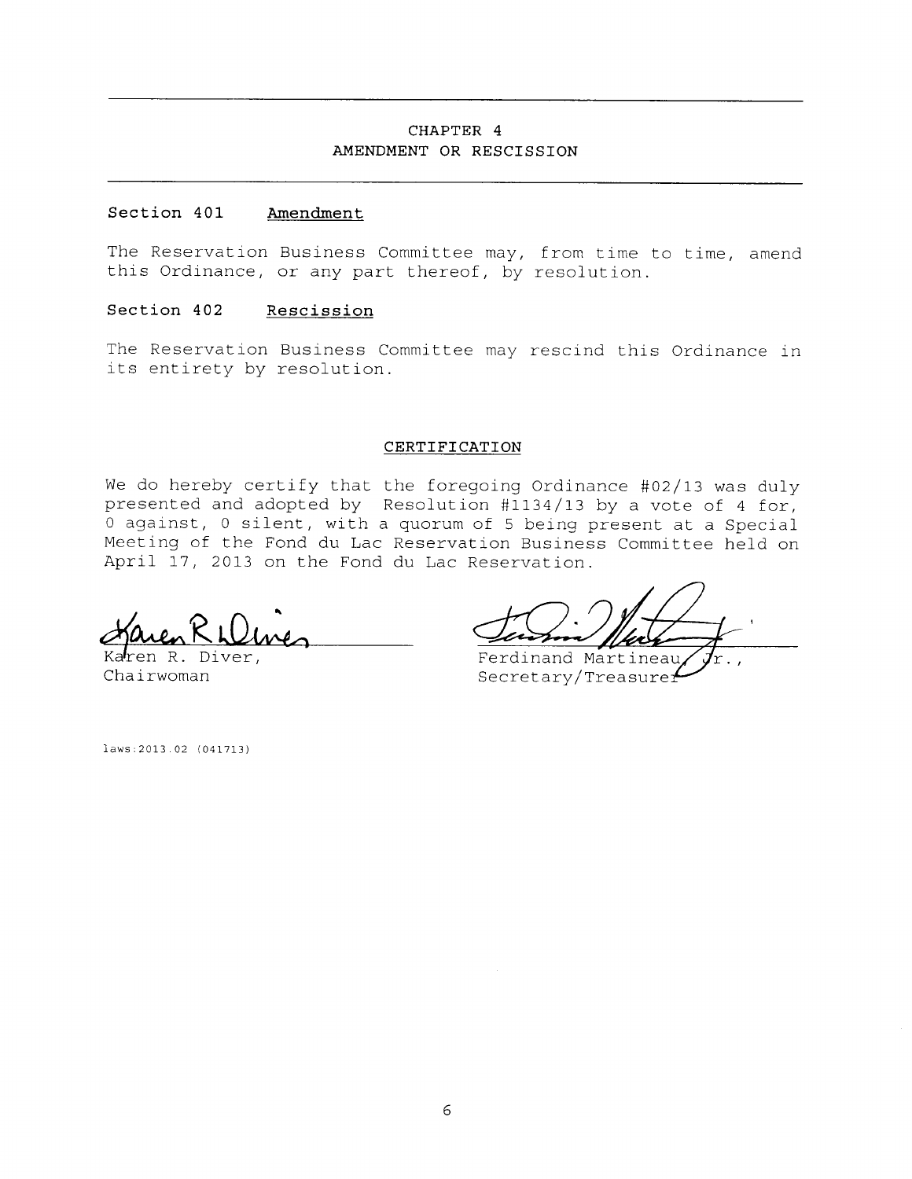## CHAPTER 4
## AMENDMENT OR RESCISSION

### Section 401 Amendment

The Reservation Business Committee may, from time to time, amend this Ordinance, or any part thereof, by resolution.

### Section 402 Rescission

The Reservation Business Committee may rescind this Ordinance in its entirety by resolution.

### CERTIFICATION

We do hereby certify that the foregoing Ordinance #02/13 was duly presented and adopted by Resolution #1134/13 by a vote of 4 for, 0 against, 0 silent, with a quorum of 5 being present at a Special Meeting of the Fond du Lac Reservation Business Committee held on April 17, 2013 on the Fond du Lac Reservation.

Karen R. Diver,
Chairwoman

Ferdinand Martineau, Jr.,
Secretary/Treasurer

laws:2013.02 (041713)